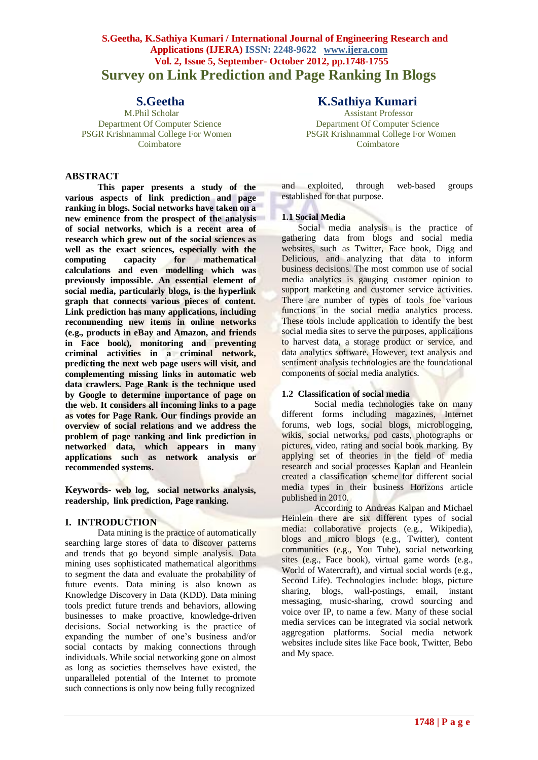# Survey on Link Prediction and Page Ranking In Blogs

**S.Geetha**
M.Phil Scholar
Department Of Computer Science
PSGR Krishnammal College For Women
Coimbatore

**K.Sathiya Kumari**
Assistant Professor
Department Of Computer Science
PSGR Krishnammal College For Women
Coimbatore

## ABSTRACT

**This paper presents a study of the various aspects of link prediction and page ranking in blogs. Social networks have taken on a new eminence from the prospect of the analysis of social networks, which is a recent area of research which grew out of the social sciences as well as the exact sciences, especially with the computing capacity for mathematical calculations and even modelling which was previously impossible. An essential element of social media, particularly blogs, is the hyperlink graph that connects various pieces of content. Link prediction has many applications, including recommending new items in online networks (e.g., products in eBay and Amazon, and friends in Face book), monitoring and preventing criminal activities in a criminal network, predicting the next web page users will visit, and complementing missing links in automatic web data crawlers. Page Rank is the technique used by Google to determine importance of page on the web. It considers all incoming links to a page as votes for Page Rank. Our findings provide an overview of social relations and we address the problem of page ranking and link prediction in networked data, which appears in many applications such as network analysis or recommended systems.**

**Keywords- web log, social networks analysis, readership, link prediction, Page ranking.**

## I. INTRODUCTION

Data mining is the practice of automatically searching large stores of data to discover patterns and trends that go beyond simple analysis. Data mining uses sophisticated mathematical algorithms to segment the data and evaluate the probability of future events. Data mining is also known as Knowledge Discovery in Data (KDD). Data mining tools predict future trends and behaviors, allowing businesses to make proactive, knowledge-driven decisions. Social networking is the practice of expanding the number of one's business and/or social contacts by making connections through individuals. While social networking gone on almost as long as societies themselves have existed, the unparalleled potential of the Internet to promote such connections is only now being fully recognized and exploited, through web-based groups established for that purpose.

### 1.1 Social Media

Social media analysis is the practice of gathering data from blogs and social media websites, such as Twitter, Face book, Digg and Delicious, and analyzing that data to inform business decisions. The most common use of social media analytics is gauging customer opinion to support marketing and customer service activities. There are number of types of tools foe various functions in the social media analytics process. These tools include application to identify the best social media sites to serve the purposes, applications to harvest data, a storage product or service, and data analytics software. However, text analysis and sentiment analysis technologies are the foundational components of social media analytics.

### 1.2 Classification of social media

Social media technologies take on many different forms including magazines, Internet forums, web logs, social blogs, microblogging, wikis, social networks, pod casts, photographs or pictures, video, rating and social book marking. By applying set of theories in the field of media research and social processes Kaplan and Heanlein created a classification scheme for different social media types in their business Horizons article published in 2010.

According to Andreas Kalpan and Michael Heinlein there are six different types of social media: collaborative projects (e.g., Wikipedia), blogs and micro blogs (e.g., Twitter), content communities (e.g., You Tube), social networking sites (e.g., Face book), virtual game words (e.g., World of Watercraft), and virtual social words (e.g., Second Life). Technologies include: blogs, picture sharing, blogs, wall-postings, email, instant messaging, music-sharing, crowd sourcing and voice over IP, to name a few. Many of these social media services can be integrated via social network aggregation platforms. Social media network websites include sites like Face book, Twitter, Bebo and My space.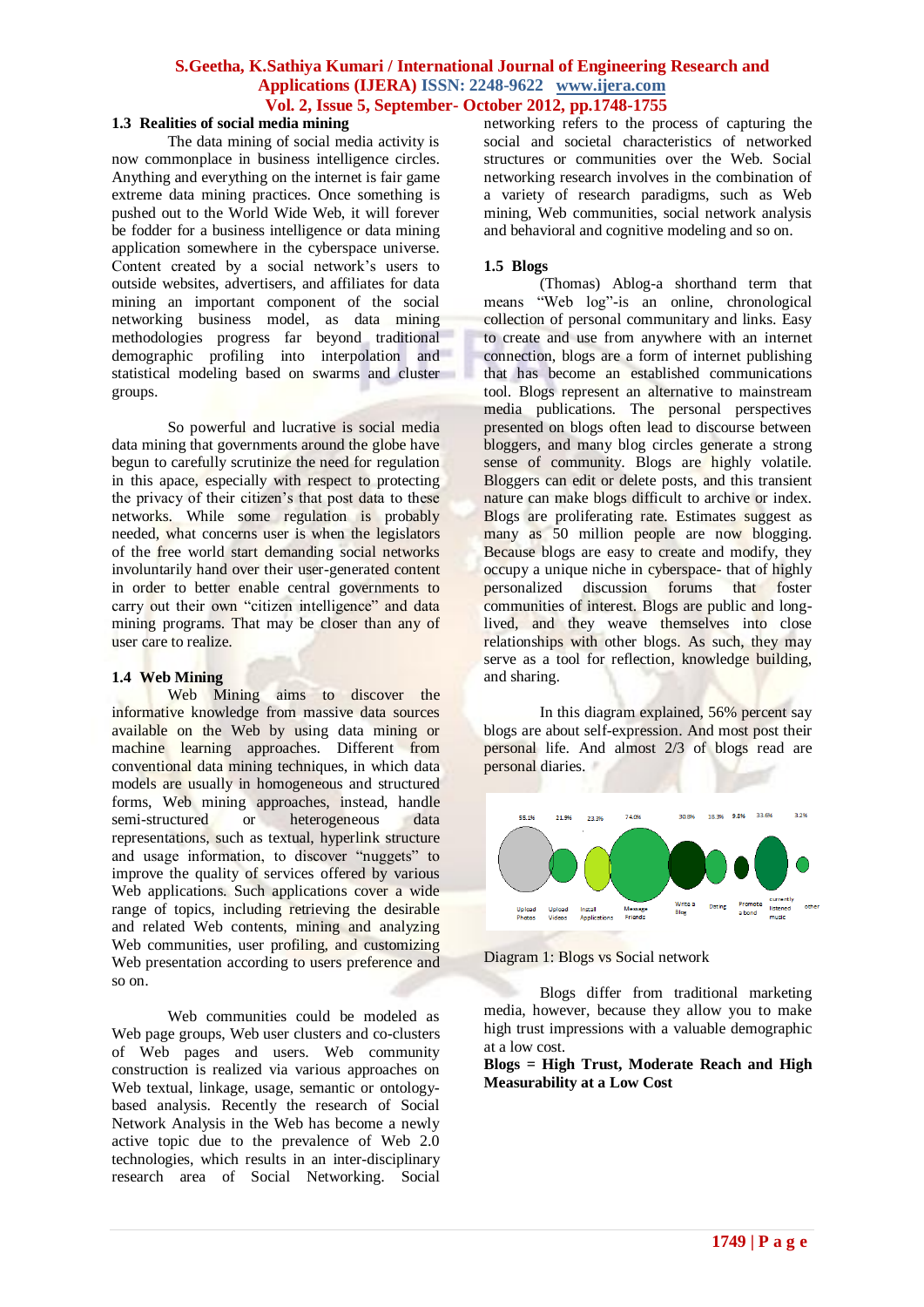## 1.3 Realities of social media mining

The data mining of social media activity is now commonplace in business intelligence circles. Anything and everything on the internet is fair game extreme data mining practices. Once something is pushed out to the World Wide Web, it will forever be fodder for a business intelligence or data mining application somewhere in the cyberspace universe. Content created by a social network's users to outside websites, advertisers, and affiliates for data mining an important component of the social networking business model, as data mining methodologies progress far beyond traditional demographic profiling into interpolation and statistical modeling based on swarms and cluster groups.

So powerful and lucrative is social media data mining that governments around the globe have begun to carefully scrutinize the need for regulation in this apace, especially with respect to protecting the privacy of their citizen's that post data to these networks. While some regulation is probably needed, what concerns user is when the legislators of the free world start demanding social networks involuntarily hand over their user-generated content in order to better enable central governments to carry out their own "citizen intelligence" and data mining programs. That may be closer than any of user care to realize.

## 1.4 Web Mining

Web Mining aims to discover the informative knowledge from massive data sources available on the Web by using data mining or machine learning approaches. Different from conventional data mining techniques, in which data models are usually in homogeneous and structured forms, Web mining approaches, instead, handle semi-structured or heterogeneous data representations, such as textual, hyperlink structure and usage information, to discover "nuggets" to improve the quality of services offered by various Web applications. Such applications cover a wide range of topics, including retrieving the desirable and related Web contents, mining and analyzing Web communities, user profiling, and customizing Web presentation according to users preference and so on.

Web communities could be modeled as Web page groups, Web user clusters and co-clusters of Web pages and users. Web community construction is realized via various approaches on Web textual, linkage, usage, semantic or ontology-based analysis. Recently the research of Social Network Analysis in the Web has become a newly active topic due to the prevalence of Web 2.0 technologies, which results in an inter-disciplinary research area of Social Networking. Social networking refers to the process of capturing the social and societal characteristics of networked structures or communities over the Web. Social networking research involves in the combination of a variety of research paradigms, such as Web mining, Web communities, social network analysis and behavioral and cognitive modeling and so on.

## 1.5 Blogs

(Thomas) Ablog-a shorthand term that means "Web log"-is an online, chronological collection of personal communitary and links. Easy to create and use from anywhere with an internet connection, blogs are a form of internet publishing that has become an established communications tool. Blogs represent an alternative to mainstream media publications. The personal perspectives presented on blogs often lead to discourse between bloggers, and many blog circles generate a strong sense of community. Blogs are highly volatile. Bloggers can edit or delete posts, and this transient nature can make blogs difficult to archive or index. Blogs are proliferating rate. Estimates suggest as many as 50 million people are now blogging. Because blogs are easy to create and modify, they occupy a unique niche in cyberspace- that of highly personalized discussion forums that foster communities of interest. Blogs are public and long-lived, and they weave themselves into close relationships with other blogs. As such, they may serve as a tool for reflection, knowledge building, and sharing.

In this diagram explained, 56% percent say blogs are about self-expression. And most post their personal life. And almost 2/3 of blogs read are personal diaries.

Diagram 1: Blogs vs Social network

Blogs differ from traditional marketing media, however, because they allow you to make high trust impressions with a valuable demographic at a low cost.

**Blogs = High Trust, Moderate Reach and High Measurability at a Low Cost**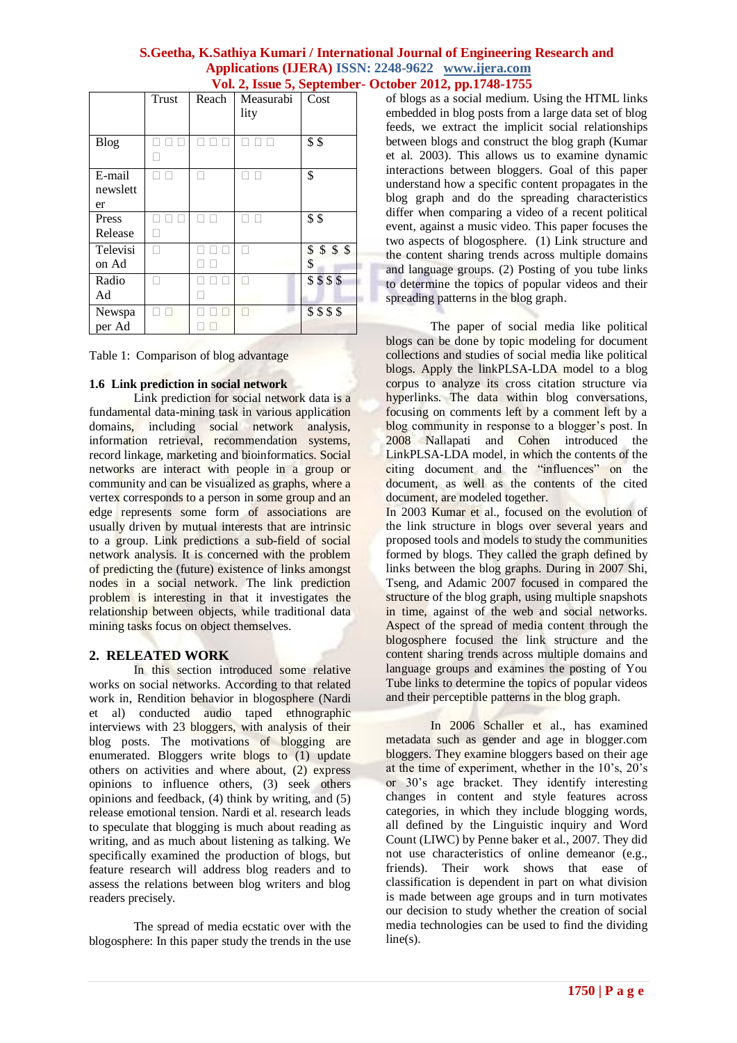|  | Trust | Reach | Measurability | Cost |
|---|---|---|---|---|
| Blog | □ □ □ □ | □ □ □ | □ □ □ | $ $ |
| E-mail newsletter | □ □ | □ | □ □ | $ |
| Press Release | □ □ □ □ | □ □ | □ □ | $ $ |
| Television Ad | □ | □ □ □ □ □ | □ | $ $ $ $ $ |
| Radio Ad | □ | □ □ □ □ | □ | $ $ $ $ |
| Newspaper Ad | □ □ | □ □ □ □ □ | □ | $ $ $ $ |

Table 1: Comparison of blog advantage

### 1.6 Link prediction in social network

Link prediction for social network data is a fundamental data-mining task in various application domains, including social network analysis, information retrieval, recommendation systems, record linkage, marketing and bioinformatics. Social networks are interact with people in a group or community and can be visualized as graphs, where a vertex corresponds to a person in some group and an edge represents some form of associations are usually driven by mutual interests that are intrinsic to a group. Link predictions a sub-field of social network analysis. It is concerned with the problem of predicting the (future) existence of links amongst nodes in a social network. The link prediction problem is interesting in that it investigates the relationship between objects, while traditional data mining tasks focus on object themselves.

## 2. RELEATED WORK

In this section introduced some relative works on social networks. According to that related work in, Rendition behavior in blogosphere (Nardi et al) conducted audio taped ethnographic interviews with 23 bloggers, with analysis of their blog posts. The motivations of blogging are enumerated. Bloggers write blogs to (1) update others on activities and where about, (2) express opinions to influence others, (3) seek others opinions and feedback, (4) think by writing, and (5) release emotional tension. Nardi et al. research leads to speculate that blogging is much about reading as writing, and as much about listening as talking. We specifically examined the production of blogs, but feature research will address blog readers and to assess the relations between blog writers and blog readers precisely.

The spread of media ecstatic over with the blogosphere: In this paper study the trends in the use of blogs as a social medium. Using the HTML links embedded in blog posts from a large data set of blog feeds, we extract the implicit social relationships between blogs and construct the blog graph (Kumar et al. 2003). This allows us to examine dynamic interactions between bloggers. Goal of this paper understand how a specific content propagates in the blog graph and do the spreading characteristics differ when comparing a video of a recent political event, against a music video. This paper focuses the two aspects of blogosphere. (1) Link structure and the content sharing trends across multiple domains and language groups. (2) Posting of you tube links to determine the topics of popular videos and their spreading patterns in the blog graph.

The paper of social media like political blogs can be done by topic modeling for document collections and studies of social media like political blogs. Apply the linkPLSA-LDA model to a blog corpus to analyze its cross citation structure via hyperlinks. The data within blog conversations, focusing on comments left by a comment left by a blog community in response to a blogger's post. In 2008 Nallapati and Cohen introduced the LinkPLSA-LDA model, in which the contents of the citing document and the "influences" on the document, as well as the contents of the cited document, are modeled together.

In 2003 Kumar et al., focused on the evolution of the link structure in blogs over several years and proposed tools and models to study the communities formed by blogs. They called the graph defined by links between the blog graphs. During in 2007 Shi, Tseng, and Adamic 2007 focused in compared the structure of the blog graph, using multiple snapshots in time, against of the web and social networks. Aspect of the spread of media content through the blogosphere focused the link structure and the content sharing trends across multiple domains and language groups and examines the posting of You Tube links to determine the topics of popular videos and their perceptible patterns in the blog graph.

In 2006 Schaller et al., has examined metadata such as gender and age in blogger.com bloggers. They examine bloggers based on their age at the time of experiment, whether in the 10's, 20's or 30's age bracket. They identify interesting changes in content and style features across categories, in which they include blogging words, all defined by the Linguistic inquiry and Word Count (LIWC) by Penne baker et al., 2007. They did not use characteristics of online demeanor (e.g., friends). Their work shows that ease of classification is dependent in part on what division is made between age groups and in turn motivates our decision to study whether the creation of social media technologies can be used to find the dividing line(s).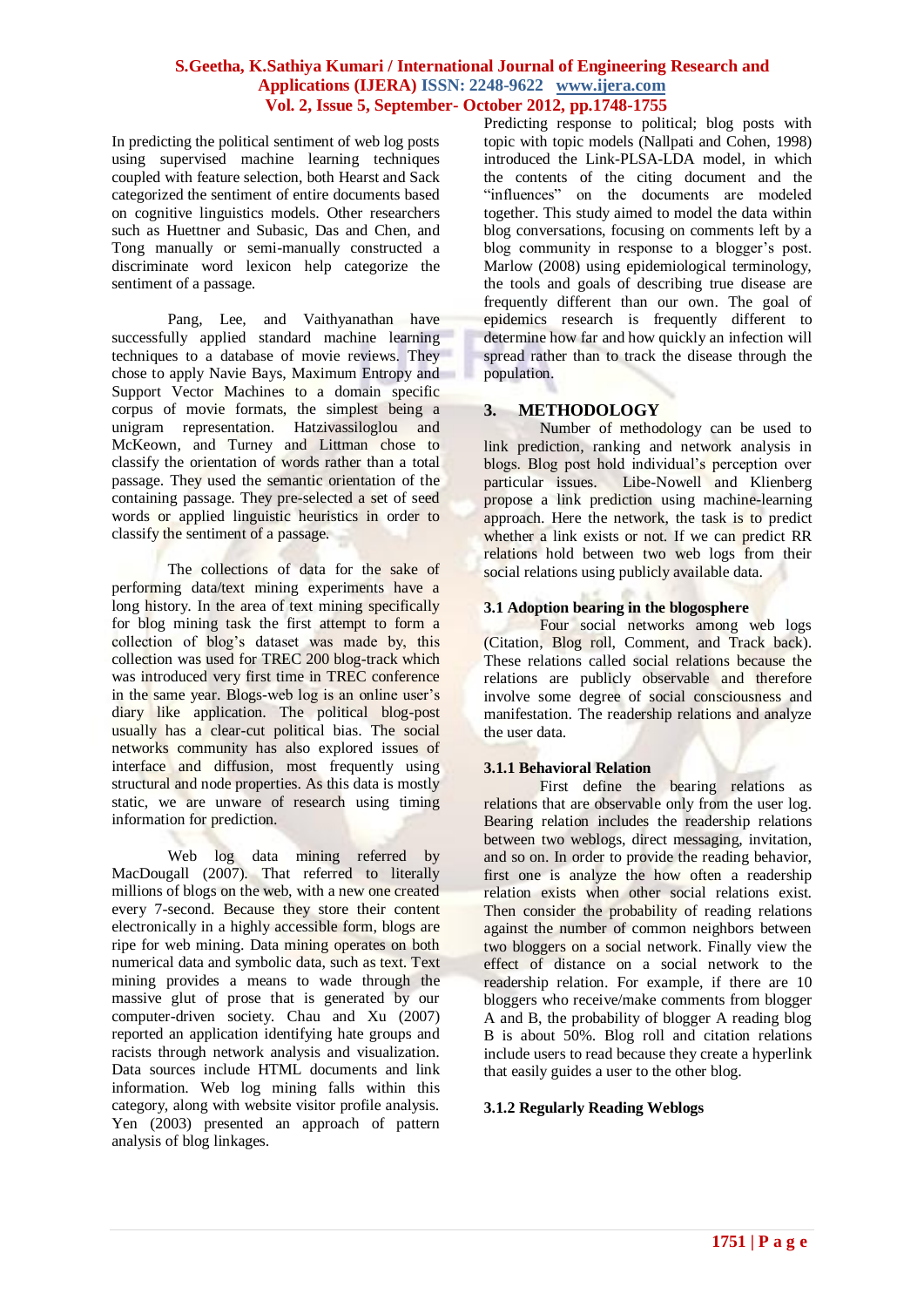In predicting the political sentiment of web log posts using supervised machine learning techniques coupled with feature selection, both Hearst and Sack categorized the sentiment of entire documents based on cognitive linguistics models. Other researchers such as Huettner and Subasic, Das and Chen, and Tong manually or semi-manually constructed a discriminate word lexicon help categorize the sentiment of a passage.

Pang, Lee, and Vaithyanathan have successfully applied standard machine learning techniques to a database of movie reviews. They chose to apply Navie Bays, Maximum Entropy and Support Vector Machines to a domain specific corpus of movie formats, the simplest being a unigram representation. Hatzivassiloglou and McKeown, and Turney and Littman chose to classify the orientation of words rather than a total passage. They used the semantic orientation of the containing passage. They pre-selected a set of seed words or applied linguistic heuristics in order to classify the sentiment of a passage.

The collections of data for the sake of performing data/text mining experiments have a long history. In the area of text mining specifically for blog mining task the first attempt to form a collection of blog's dataset was made by, this collection was used for TREC 200 blog-track which was introduced very first time in TREC conference in the same year. Blogs-web log is an online user's diary like application. The political blog-post usually has a clear-cut political bias. The social networks community has also explored issues of interface and diffusion, most frequently using structural and node properties. As this data is mostly static, we are unware of research using timing information for prediction.

Web log data mining referred by MacDougall (2007). That referred to literally millions of blogs on the web, with a new one created every 7-second. Because they store their content electronically in a highly accessible form, blogs are ripe for web mining. Data mining operates on both numerical data and symbolic data, such as text. Text mining provides a means to wade through the massive glut of prose that is generated by our computer-driven society. Chau and Xu (2007) reported an application identifying hate groups and racists through network analysis and visualization. Data sources include HTML documents and link information. Web log mining falls within this category, along with website visitor profile analysis. Yen (2003) presented an approach of pattern analysis of blog linkages.

Predicting response to political; blog posts with topic with topic models (Nallpati and Cohen, 1998) introduced the Link-PLSA-LDA model, in which the contents of the citing document and the "influences" on the documents are modeled together. This study aimed to model the data within blog conversations, focusing on comments left by a blog community in response to a blogger's post. Marlow (2008) using epidemiological terminology, the tools and goals of describing true disease are frequently different than our own. The goal of epidemics research is frequently different to determine how far and how quickly an infection will spread rather than to track the disease through the population.

## 3. METHODOLOGY

Number of methodology can be used to link prediction, ranking and network analysis in blogs. Blog post hold individual's perception over particular issues. Libe-Nowell and Klienberg propose a link prediction using machine-learning approach. Here the network, the task is to predict whether a link exists or not. If we can predict RR relations hold between two web logs from their social relations using publicly available data.

### 3.1 Adoption bearing in the blogosphere

Four social networks among web logs (Citation, Blog roll, Comment, and Track back). These relations called social relations because the relations are publicly observable and therefore involve some degree of social consciousness and manifestation. The readership relations and analyze the user data.

#### 3.1.1 Behavioral Relation

First define the bearing relations as relations that are observable only from the user log. Bearing relation includes the readership relations between two weblogs, direct messaging, invitation, and so on. In order to provide the reading behavior, first one is analyze the how often a readership relation exists when other social relations exist. Then consider the probability of reading relations against the number of common neighbors between two bloggers on a social network. Finally view the effect of distance on a social network to the readership relation. For example, if there are 10 bloggers who receive/make comments from blogger A and B, the probability of blogger A reading blog B is about 50%. Blog roll and citation relations include users to read because they create a hyperlink that easily guides a user to the other blog.

#### 3.1.2 Regularly Reading Weblogs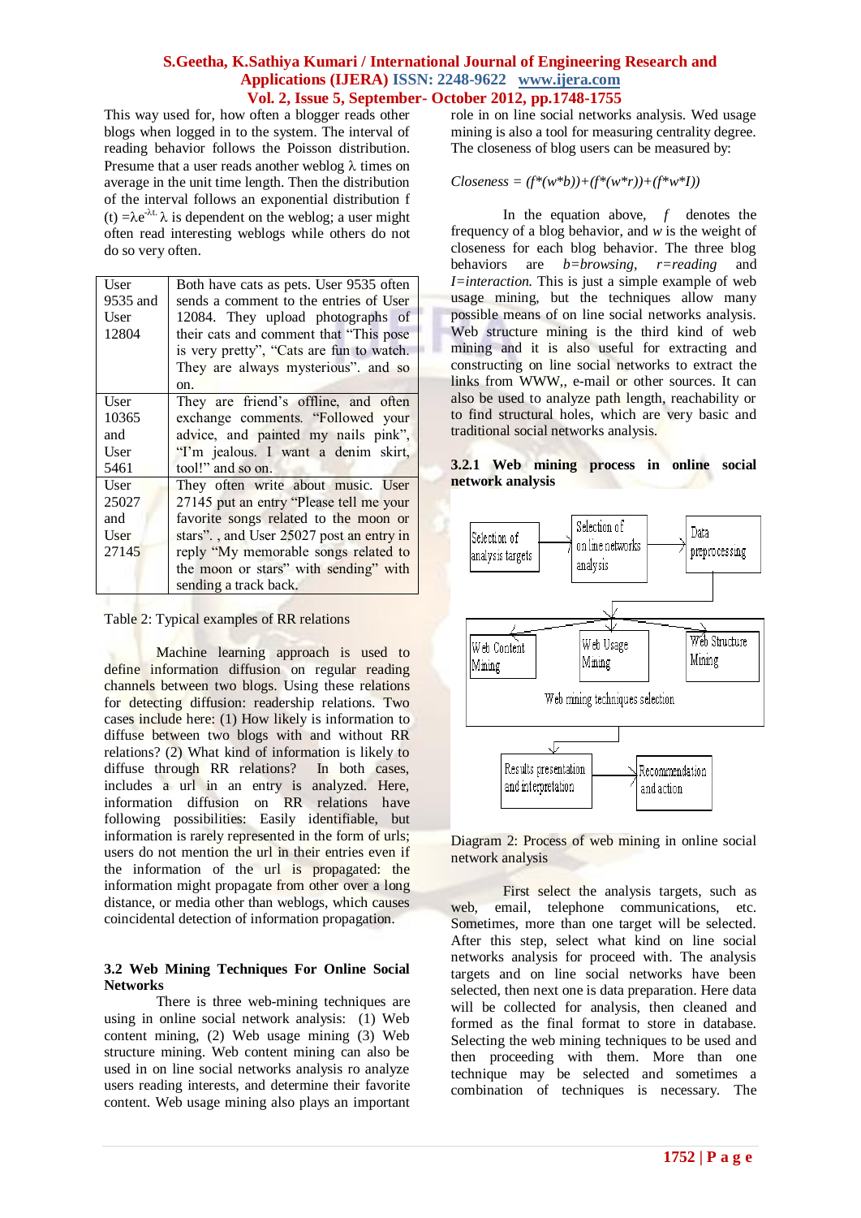This way used for, how often a blogger reads other blogs when logged in to the system. The interval of reading behavior follows the Poisson distribution. Presume that a user reads another weblog λ times on average in the unit time length. Then the distribution of the interval follows an exponential distribution f (t) $=\lambda e^{-\lambda t}$. λ is dependent on the weblog; a user might often read interesting weblogs while others do not do so very often.

| | |
|---|---|
| User 9535 and User 12804 | Both have cats as pets. User 9535 often sends a comment to the entries of User 12084. They upload photographs of their cats and comment that "This pose is very pretty", "Cats are fun to watch. They are always mysterious". and so on. |
| User 10365 and User 5461 | They are friend's offline, and often exchange comments. "Followed your advice, and painted my nails pink", "I'm jealous. I want a denim skirt, tool!" and so on. |
| User 25027 and User 27145 | They often write about music. User 27145 put an entry "Please tell me your favorite songs related to the moon or stars". , and User 25027 post an entry in reply "My memorable songs related to the moon or stars" with sending" with sending a track back. |

Table 2: Typical examples of RR relations

Machine learning approach is used to define information diffusion on regular reading channels between two blogs. Using these relations for detecting diffusion: readership relations. Two cases include here: (1) How likely is information to diffuse between two blogs with and without RR relations? (2) What kind of information is likely to diffuse through RR relations? In both cases, includes a url in an entry is analyzed. Here, information diffusion on RR relations have following possibilities: Easily identifiable, but information is rarely represented in the form of urls; users do not mention the url in their entries even if the information of the url is propagated: the information might propagate from other over a long distance, or media other than weblogs, which causes coincidental detection of information propagation.

### 3.2 Web Mining Techniques For Online Social Networks

There is three web-mining techniques are using in online social network analysis: (1) Web content mining, (2) Web usage mining (3) Web structure mining. Web content mining can also be used in on line social networks analysis ro analyze users reading interests, and determine their favorite content. Web usage mining also plays an important role in on line social networks analysis. Wed usage mining is also a tool for measuring centrality degree. The closeness of blog users can be measured by:

$$Closeness = (f*(w*b))+(f*(w*r))+(f*w*I))$$

In the equation above, $f$ denotes the frequency of a blog behavior, and $w$ is the weight of closeness for each blog behavior. The three blog behaviors are *b=browsing*, *r=reading* and *I=interaction.* This is just a simple example of web usage mining, but the techniques allow many possible means of on line social networks analysis. Web structure mining is the third kind of web mining and it is also useful for extracting and constructing on line social networks to extract the links from WWW,, e-mail or other sources. It can also be used to analyze path length, reachability or to find structural holes, which are very basic and traditional social networks analysis.

#### 3.2.1 Web mining process in online social network analysis

Selection of analysis targets → Selection of on line networks analysis → Data preprocessing → Web mining techniques selection (Web Content Mining, Web Usage Mining, Web Structure Mining) → Results presentation and interpretation → Recommendation and action

Diagram 2: Process of web mining in online social network analysis

First select the analysis targets, such as web, email, telephone communications, etc. Sometimes, more than one target will be selected. After this step, select what kind on line social networks analysis for proceed with. The analysis targets and on line social networks have been selected, then next one is data preparation. Here data will be collected for analysis, then cleaned and formed as the final format to store in database. Selecting the web mining techniques to be used and then proceeding with them. More than one technique may be selected and sometimes a combination of techniques is necessary. The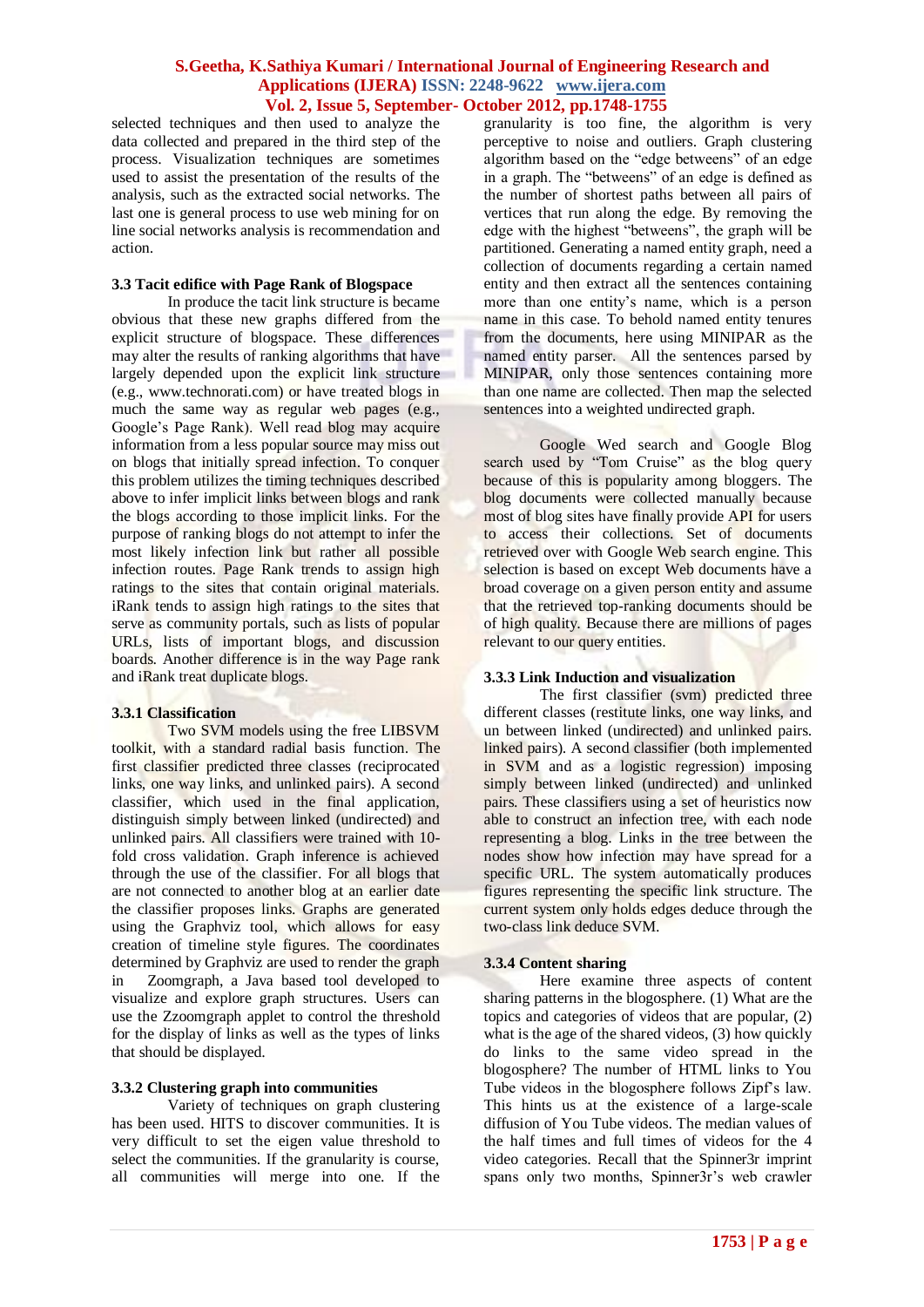selected techniques and then used to analyze the data collected and prepared in the third step of the process. Visualization techniques are sometimes used to assist the presentation of the results of the analysis, such as the extracted social networks. The last one is general process to use web mining for on line social networks analysis is recommendation and action.

### 3.3 Tacit edifice with Page Rank of Blogspace

In produce the tacit link structure is became obvious that these new graphs differed from the explicit structure of blogspace. These differences may alter the results of ranking algorithms that have largely depended upon the explicit link structure (e.g., www.technorati.com) or have treated blogs in much the same way as regular web pages (e.g., Google's Page Rank). Well read blog may acquire information from a less popular source may miss out on blogs that initially spread infection. To conquer this problem utilizes the timing techniques described above to infer implicit links between blogs and rank the blogs according to those implicit links. For the purpose of ranking blogs do not attempt to infer the most likely infection link but rather all possible infection routes. Page Rank trends to assign high ratings to the sites that contain original materials. iRank tends to assign high ratings to the sites that serve as community portals, such as lists of popular URLs, lists of important blogs, and discussion boards. Another difference is in the way Page rank and iRank treat duplicate blogs.

#### 3.3.1 Classification

Two SVM models using the free LIBSVM toolkit, with a standard radial basis function. The first classifier predicted three classes (reciprocated links, one way links, and unlinked pairs). A second classifier, which used in the final application, distinguish simply between linked (undirected) and unlinked pairs. All classifiers were trained with 10-fold cross validation. Graph inference is achieved through the use of the classifier. For all blogs that are not connected to another blog at an earlier date the classifier proposes links. Graphs are generated using the Graphviz tool, which allows for easy creation of timeline style figures. The coordinates determined by Graphviz are used to render the graph in Zoomgraph, a Java based tool developed to visualize and explore graph structures. Users can use the Zzoomgraph applet to control the threshold for the display of links as well as the types of links that should be displayed.

#### 3.3.2 Clustering graph into communities

Variety of techniques on graph clustering has been used. HITS to discover communities. It is very difficult to set the eigen value threshold to select the communities. If the granularity is course, all communities will merge into one. If the granularity is too fine, the algorithm is very perceptive to noise and outliers. Graph clustering algorithm based on the "edge betweens" of an edge in a graph. The "betweens" of an edge is defined as the number of shortest paths between all pairs of vertices that run along the edge. By removing the edge with the highest "betweens", the graph will be partitioned. Generating a named entity graph, need a collection of documents regarding a certain named entity and then extract all the sentences containing more than one entity's name, which is a person name in this case. To behold named entity tenures from the documents, here using MINIPAR as the named entity parser. All the sentences parsed by MINIPAR, only those sentences containing more than one name are collected. Then map the selected sentences into a weighted undirected graph.

Google Wed search and Google Blog search used by "Tom Cruise" as the blog query because of this is popularity among bloggers. The blog documents were collected manually because most of blog sites have finally provide API for users to access their collections. Set of documents retrieved over with Google Web search engine. This selection is based on except Web documents have a broad coverage on a given person entity and assume that the retrieved top-ranking documents should be of high quality. Because there are millions of pages relevant to our query entities.

#### 3.3.3 Link Induction and visualization

The first classifier (svm) predicted three different classes (restitute links, one way links, and un between linked (undirected) and unlinked pairs. linked pairs). A second classifier (both implemented in SVM and as a logistic regression) imposing simply between linked (undirected) and unlinked pairs. These classifiers using a set of heuristics now able to construct an infection tree, with each node representing a blog. Links in the tree between the nodes show how infection may have spread for a specific URL. The system automatically produces figures representing the specific link structure. The current system only holds edges deduce through the two-class link deduce SVM.

#### 3.3.4 Content sharing

Here examine three aspects of content sharing patterns in the blogosphere. (1) What are the topics and categories of videos that are popular, (2) what is the age of the shared videos, (3) how quickly do links to the same video spread in the blogosphere? The number of HTML links to You Tube videos in the blogosphere follows Zipf's law. This hints us at the existence of a large-scale diffusion of You Tube videos. The median values of the half times and full times of videos for the 4 video categories. Recall that the Spinner3r imprint spans only two months, Spinner3r's web crawler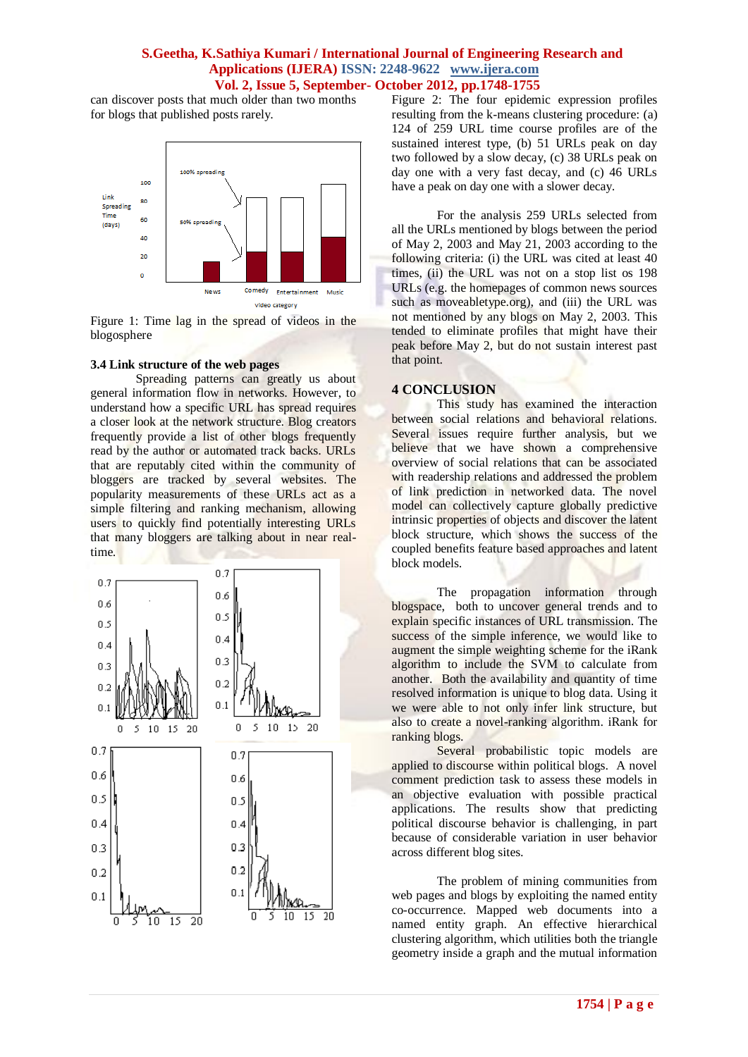can discover posts that much older than two months for blogs that published posts rarely.

Figure 1: Time lag in the spread of videos in the blogosphere

### 3.4 Link structure of the web pages

Spreading patterns can greatly us about general information flow in networks. However, to understand how a specific URL has spread requires a closer look at the network structure. Blog creators frequently provide a list of other blogs frequently read by the author or automated track backs. URLs that are reputably cited within the community of bloggers are tracked by several websites. The popularity measurements of these URLs act as a simple filtering and ranking mechanism, allowing users to quickly find potentially interesting URLs that many bloggers are talking about in near real-time.

Figure 2: The four epidemic expression profiles resulting from the k-means clustering procedure: (a) 124 of 259 URL time course profiles are of the sustained interest type, (b) 51 URLs peak on day two followed by a slow decay, (c) 38 URLs peak on day one with a very fast decay, and (c) 46 URLs have a peak on day one with a slower decay.

For the analysis 259 URLs selected from all the URLs mentioned by blogs between the period of May 2, 2003 and May 21, 2003 according to the following criteria: (i) the URL was cited at least 40 times, (ii) the URL was not on a stop list os 198 URLs (e.g. the homepages of common news sources such as moveabletype.org), and (iii) the URL was not mentioned by any blogs on May 2, 2003. This tended to eliminate profiles that might have their peak before May 2, but do not sustain interest past that point.

## 4 CONCLUSION

This study has examined the interaction between social relations and behavioral relations. Several issues require further analysis, but we believe that we have shown a comprehensive overview of social relations that can be associated with readership relations and addressed the problem of link prediction in networked data. The novel model can collectively capture globally predictive intrinsic properties of objects and discover the latent block structure, which shows the success of the coupled benefits feature based approaches and latent block models.

The propagation information through blogspace, both to uncover general trends and to explain specific instances of URL transmission. The success of the simple inference, we would like to augment the simple weighting scheme for the iRank algorithm to include the SVM to calculate from another. Both the availability and quantity of time resolved information is unique to blog data. Using it we were able to not only infer link structure, but also to create a novel-ranking algorithm. iRank for ranking blogs.

Several probabilistic topic models are applied to discourse within political blogs. A novel comment prediction task to assess these models in an objective evaluation with possible practical applications. The results show that predicting political discourse behavior is challenging, in part because of considerable variation in user behavior across different blog sites.

The problem of mining communities from web pages and blogs by exploiting the named entity co-occurrence. Mapped web documents into a named entity graph. An effective hierarchical clustering algorithm, which utilities both the triangle geometry inside a graph and the mutual information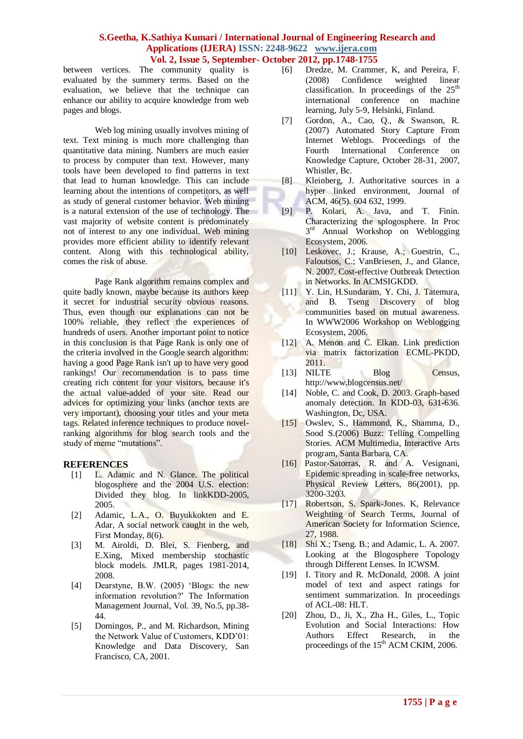between vertices. The community quality is evaluated by the summery terms. Based on the evaluation, we believe that the technique can enhance our ability to acquire knowledge from web pages and blogs.

Web log mining usually involves mining of text. Text mining is much more challenging than quantitative data mining. Numbers are much easier to process by computer than text. However, many tools have been developed to find patterns in text that lead to human knowledge. This can include learning about the intentions of competitors, as well as study of general customer behavior. Web mining is a natural extension of the use of technology. The vast majority of website content is predominately not of interest to any one individual. Web mining provides more efficient ability to identify relevant content. Along with this technological ability, comes the risk of abuse.

Page Rank algorithm remains complex and quite badly known, maybe because its authors keep it secret for industrial security obvious reasons. Thus, even though our explanations can not be 100% reliable, they reflect the experiences of hundreds of users. Another important point to notice in this conclusion is that Page Rank is only one of the criteria involved in the Google search algorithm: having a good Page Rank isn't up to have very good rankings! Our recommendation is to pass time creating rich content for your visitors, because it's the actual value-added of your site. Read our advices for optimizing your links (anchor texts are very important), choosing your titles and your meta tags. Related inference techniques to produce novel-ranking algorithms for blog search tools and the study of meme "mutations".

## REFERENCES

[1] L. Adamic and N. Glance. The political blogosphere and the 2004 U.S. election: Divided they blog. In linkKDD-2005, 2005.

[2] Adamic, L.A., O. Buyukkokten and E. Adar, A social network caught in the web, First Monday, 8(6).

[3] M. Airoldi, D. Blei, S. Fienberg, and E.Xing, Mixed membership stochastic block models. JMLR, pages 1981-2014, 2008.

[4] Dearstyne, B.W. (2005) 'Blogs: the new information revolution?' The Information Management Journal, Vol. 39, No.5, pp.38-44.

[5] Domingos, P., and M. Richardson, Mining the Network Value of Customers, KDD'01: Knowledge and Data Discovery, San Francisco, CA, 2001.

[6] Dredze, M. Crammer, K, and Pereira, F. (2008) Confidence weighted linear classification. In proceedings of the 25th international conference on machine learning, July 5-9, Helsinki, Finland.

[7] Gordon, A., Cao, Q., & Swanson, R. (2007) Automated Story Capture From Internet Weblogs. Proceedings of the Fourth International Conference on Knowledge Capture, October 28-31, 2007, Whistler, Bc.

[8] Kleinberg, J. Authoritative sources in a hyper linked environment, Journal of ACM, 46(5). 604 632, 1999.

[9] P. Kolari, A. Java, and T. Finin. Characterizing the splogosphere. In Proc 3rd Annual Workshop on Weblogging Ecosystem, 2006.

[10] Leskovec, J.; Krause, A.; Guestrin, C., Faloutsos, C.; VanBriesen, J., and Glance, N. 2007. Cost-effective Outbreak Detection in Networks. In ACMSIGKDD.

[11] Y. Lin, H.Sundaram, Y. Chi, J. Tatemura, and B. Tseng Discovery of blog communities based on mutual awareness. In WWW2006 Workshop on Weblogging Ecosystem, 2006.

[12] A. Menon and C. Elkan. Link prediction via matrix factorization ECML-PKDD, 2011.

[13] NILTE Blog Census, http://www.blogcensus.net/

[14] Noble, C. and Cook, D. 2003. Graph-based anomaly detection. In KDD-03, 631-636. Washington, Dc, USA.

[15] Owslev, S., Hammond, K., Shamma, D., Sood S.(2006) Buzz: Telling Compelling Stories. ACM Multimedia, Interactive Arts program, Santa Barbara, CA.

[16] Pastor-Satorras, R. and A. Vesignani, Epidemic spreading in scale-free networks, Physical Review Letters, 86(2001), pp. 3200-3203.

[17] Robertson, S. Spark-Jones. K, Relevance Weighting of Search Terms, Journal of American Society for Information Science, 27, 1988.

[18] Shi X.; Tseng. B.; and Adamic, L. A. 2007. Looking at the Blogosphere Topology through Different Lenses. In ICWSM.

[19] I. Titory and R. McDonald, 2008. A joint model of text and aspect ratings for sentiment summarization. In proceedings of ACL-08: HLT.

[20] Zhou, D., Ji, X., Zha H., Giles, L., Topic Evolution and Social Interactions: How Authors Effect Research, in the proceedings of the 15th ACM CKIM, 2006.